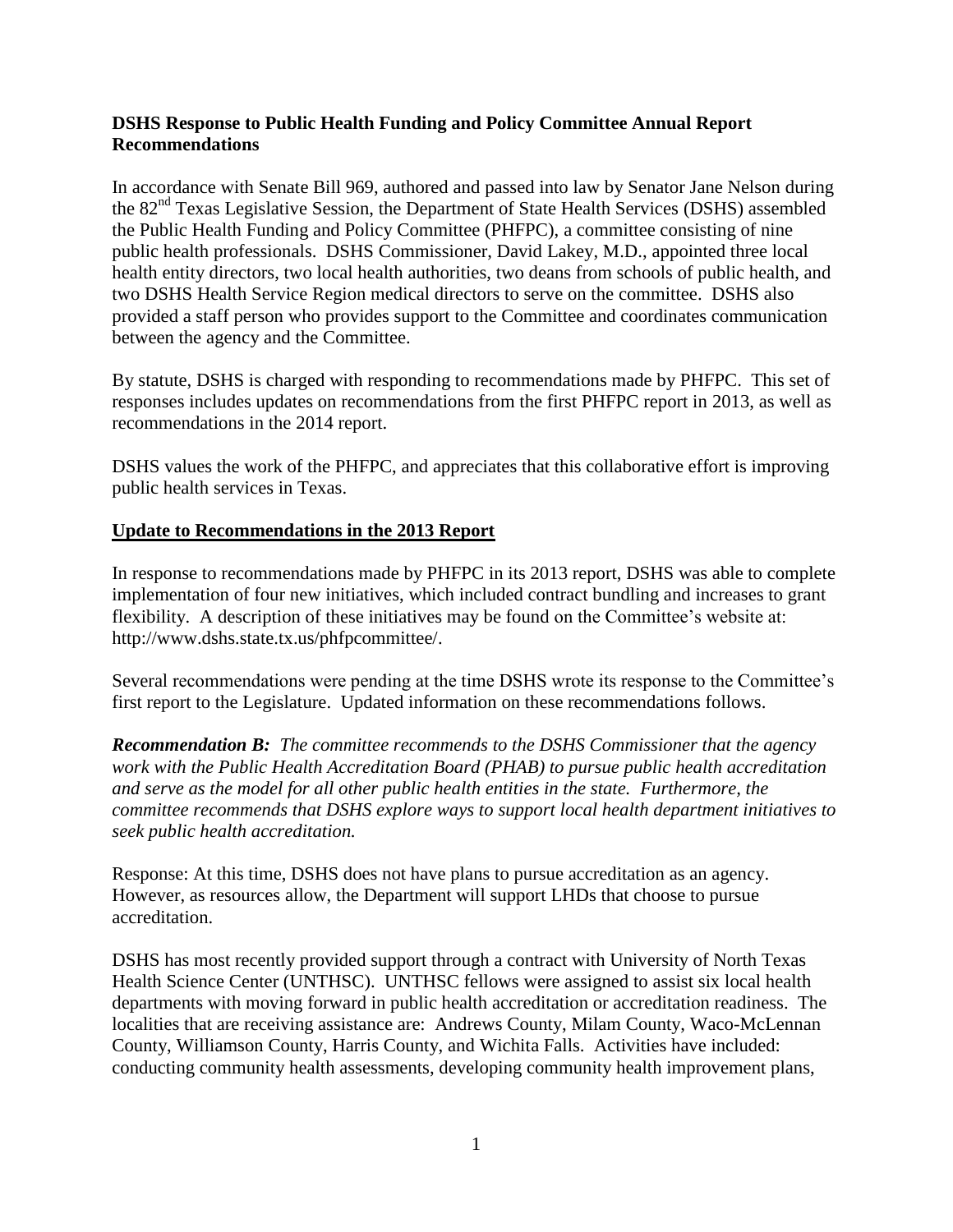**DSHS Response to Public Health Funding and Policy Committee Annual Report Recommendations**

In accordance with Senate Bill 969, authored and passed into law by Senator Jane Nelson during the 82nd Texas Legislative Session, the Department of State Health Services (DSHS) assembled the Public Health Funding and Policy Committee (PHFPC), a committee consisting of nine public health professionals. DSHS Commissioner, David Lakey, M.D., appointed three local health entity directors, two local health authorities, two deans from schools of public health, and two DSHS Health Service Region medical directors to serve on the committee. DSHS also provided a staff person who provides support to the Committee and coordinates communication between the agency and the Committee.

By statute, DSHS is charged with responding to recommendations made by PHFPC. This set of responses includes updates on recommendations from the first PHFPC report in 2013, as well as recommendations in the 2014 report.

DSHS values the work of the PHFPC, and appreciates that this collaborative effort is improving public health services in Texas.

**Update to Recommendations in the 2013 Report**

In response to recommendations made by PHFPC in its 2013 report, DSHS was able to complete implementation of four new initiatives, which included contract bundling and increases to grant flexibility. A description of these initiatives may be found on the Committee's website at: http://www.dshs.state.tx.us/phfpcommittee/.

Several recommendations were pending at the time DSHS wrote its response to the Committee's first report to the Legislature. Updated information on these recommendations follows.

***Recommendation B:*** *The committee recommends to the DSHS Commissioner that the agency work with the Public Health Accreditation Board (PHAB) to pursue public health accreditation and serve as the model for all other public health entities in the state. Furthermore, the committee recommends that DSHS explore ways to support local health department initiatives to seek public health accreditation.*

Response: At this time, DSHS does not have plans to pursue accreditation as an agency. However, as resources allow, the Department will support LHDs that choose to pursue accreditation.

DSHS has most recently provided support through a contract with University of North Texas Health Science Center (UNTHSC). UNTHSC fellows were assigned to assist six local health departments with moving forward in public health accreditation or accreditation readiness. The localities that are receiving assistance are: Andrews County, Milam County, Waco-McLennan County, Williamson County, Harris County, and Wichita Falls. Activities have included: conducting community health assessments, developing community health improvement plans,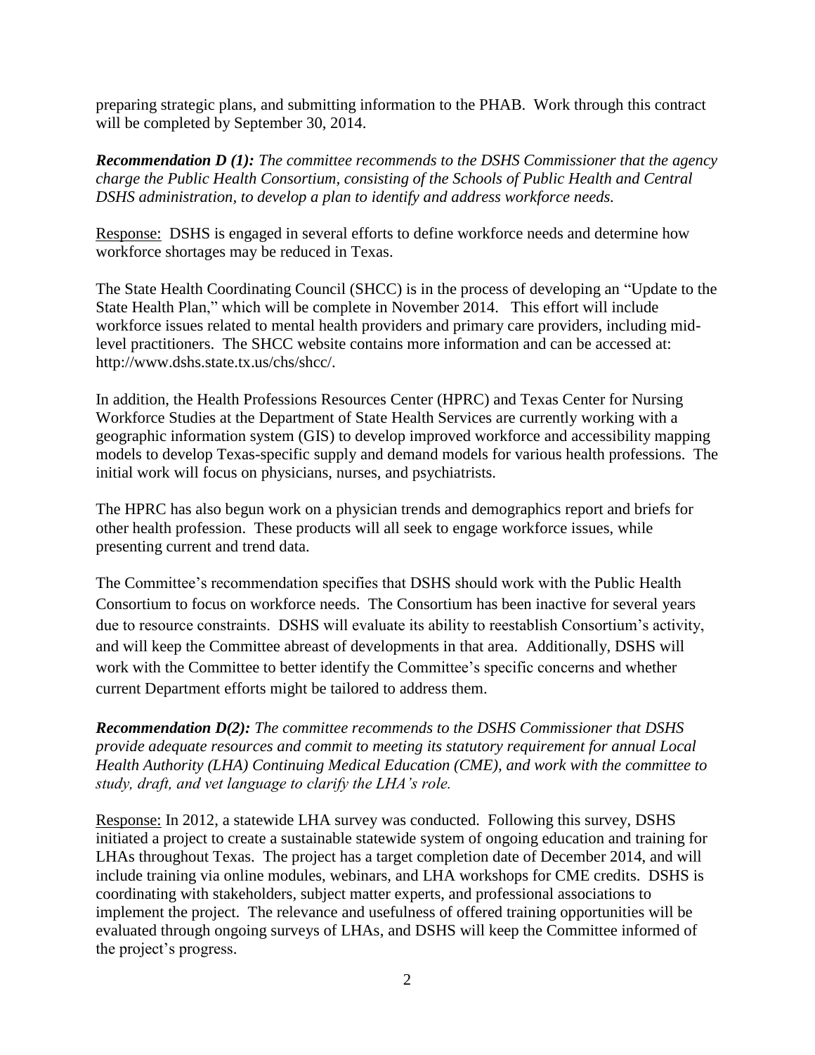preparing strategic plans, and submitting information to the PHAB. Work through this contract will be completed by September 30, 2014.

***Recommendation D (1):*** *The committee recommends to the DSHS Commissioner that the agency charge the Public Health Consortium, consisting of the Schools of Public Health and Central DSHS administration, to develop a plan to identify and address workforce needs.*

Response: DSHS is engaged in several efforts to define workforce needs and determine how workforce shortages may be reduced in Texas.

The State Health Coordinating Council (SHCC) is in the process of developing an "Update to the State Health Plan," which will be complete in November 2014. This effort will include workforce issues related to mental health providers and primary care providers, including mid-level practitioners. The SHCC website contains more information and can be accessed at: http://www.dshs.state.tx.us/chs/shcc/.

In addition, the Health Professions Resources Center (HPRC) and Texas Center for Nursing Workforce Studies at the Department of State Health Services are currently working with a geographic information system (GIS) to develop improved workforce and accessibility mapping models to develop Texas-specific supply and demand models for various health professions. The initial work will focus on physicians, nurses, and psychiatrists.

The HPRC has also begun work on a physician trends and demographics report and briefs for other health profession. These products will all seek to engage workforce issues, while presenting current and trend data.

The Committee's recommendation specifies that DSHS should work with the Public Health Consortium to focus on workforce needs. The Consortium has been inactive for several years due to resource constraints. DSHS will evaluate its ability to reestablish Consortium's activity, and will keep the Committee abreast of developments in that area. Additionally, DSHS will work with the Committee to better identify the Committee's specific concerns and whether current Department efforts might be tailored to address them.

***Recommendation D(2):*** *The committee recommends to the DSHS Commissioner that DSHS provide adequate resources and commit to meeting its statutory requirement for annual Local Health Authority (LHA) Continuing Medical Education (CME), and work with the committee to study, draft, and vet language to clarify the LHA's role.*

Response: In 2012, a statewide LHA survey was conducted. Following this survey, DSHS initiated a project to create a sustainable statewide system of ongoing education and training for LHAs throughout Texas. The project has a target completion date of December 2014, and will include training via online modules, webinars, and LHA workshops for CME credits. DSHS is coordinating with stakeholders, subject matter experts, and professional associations to implement the project. The relevance and usefulness of offered training opportunities will be evaluated through ongoing surveys of LHAs, and DSHS will keep the Committee informed of the project's progress.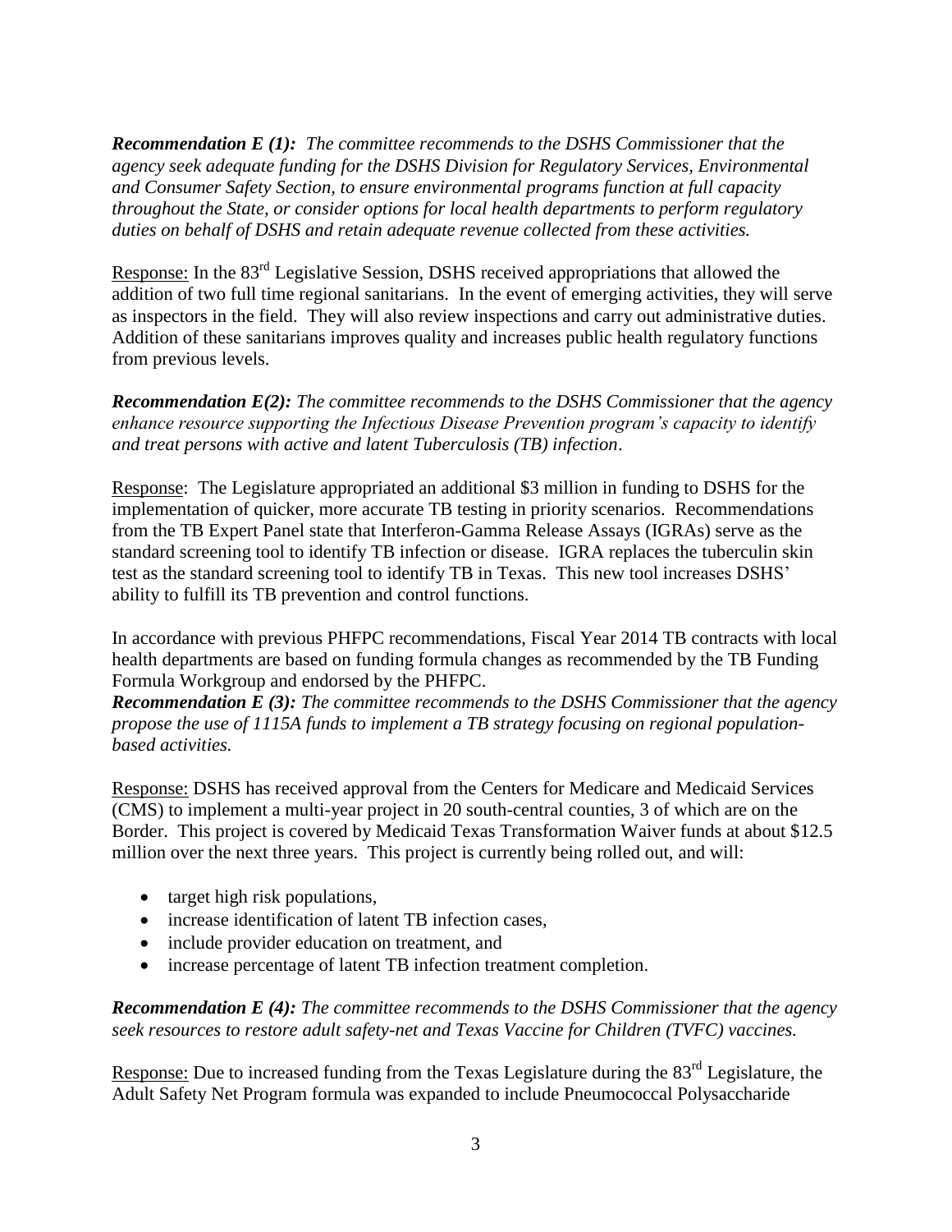***Recommendation E (1):*** *The committee recommends to the DSHS Commissioner that the agency seek adequate funding for the DSHS Division for Regulatory Services, Environmental and Consumer Safety Section, to ensure environmental programs function at full capacity throughout the State, or consider options for local health departments to perform regulatory duties on behalf of DSHS and retain adequate revenue collected from these activities.*

Response: In the 83rd Legislative Session, DSHS received appropriations that allowed the addition of two full time regional sanitarians. In the event of emerging activities, they will serve as inspectors in the field. They will also review inspections and carry out administrative duties. Addition of these sanitarians improves quality and increases public health regulatory functions from previous levels.

***Recommendation E(2):*** *The committee recommends to the DSHS Commissioner that the agency enhance resource supporting the Infectious Disease Prevention program's capacity to identify and treat persons with active and latent Tuberculosis (TB) infection*.

Response: The Legislature appropriated an additional $3 million in funding to DSHS for the implementation of quicker, more accurate TB testing in priority scenarios. Recommendations from the TB Expert Panel state that Interferon-Gamma Release Assays (IGRAs) serve as the standard screening tool to identify TB infection or disease. IGRA replaces the tuberculin skin test as the standard screening tool to identify TB in Texas. This new tool increases DSHS' ability to fulfill its TB prevention and control functions.

In accordance with previous PHFPC recommendations, Fiscal Year 2014 TB contracts with local health departments are based on funding formula changes as recommended by the TB Funding Formula Workgroup and endorsed by the PHFPC.

***Recommendation E (3):*** *The committee recommends to the DSHS Commissioner that the agency propose the use of 1115A funds to implement a TB strategy focusing on regional population-based activities.*

Response: DSHS has received approval from the Centers for Medicare and Medicaid Services (CMS) to implement a multi-year project in 20 south-central counties, 3 of which are on the Border. This project is covered by Medicaid Texas Transformation Waiver funds at about $12.5 million over the next three years. This project is currently being rolled out, and will:

- target high risk populations,
- increase identification of latent TB infection cases,
- include provider education on treatment, and
- increase percentage of latent TB infection treatment completion.

***Recommendation E (4):*** *The committee recommends to the DSHS Commissioner that the agency seek resources to restore adult safety-net and Texas Vaccine for Children (TVFC) vaccines.*

Response: Due to increased funding from the Texas Legislature during the 83rd Legislature, the Adult Safety Net Program formula was expanded to include Pneumococcal Polysaccharide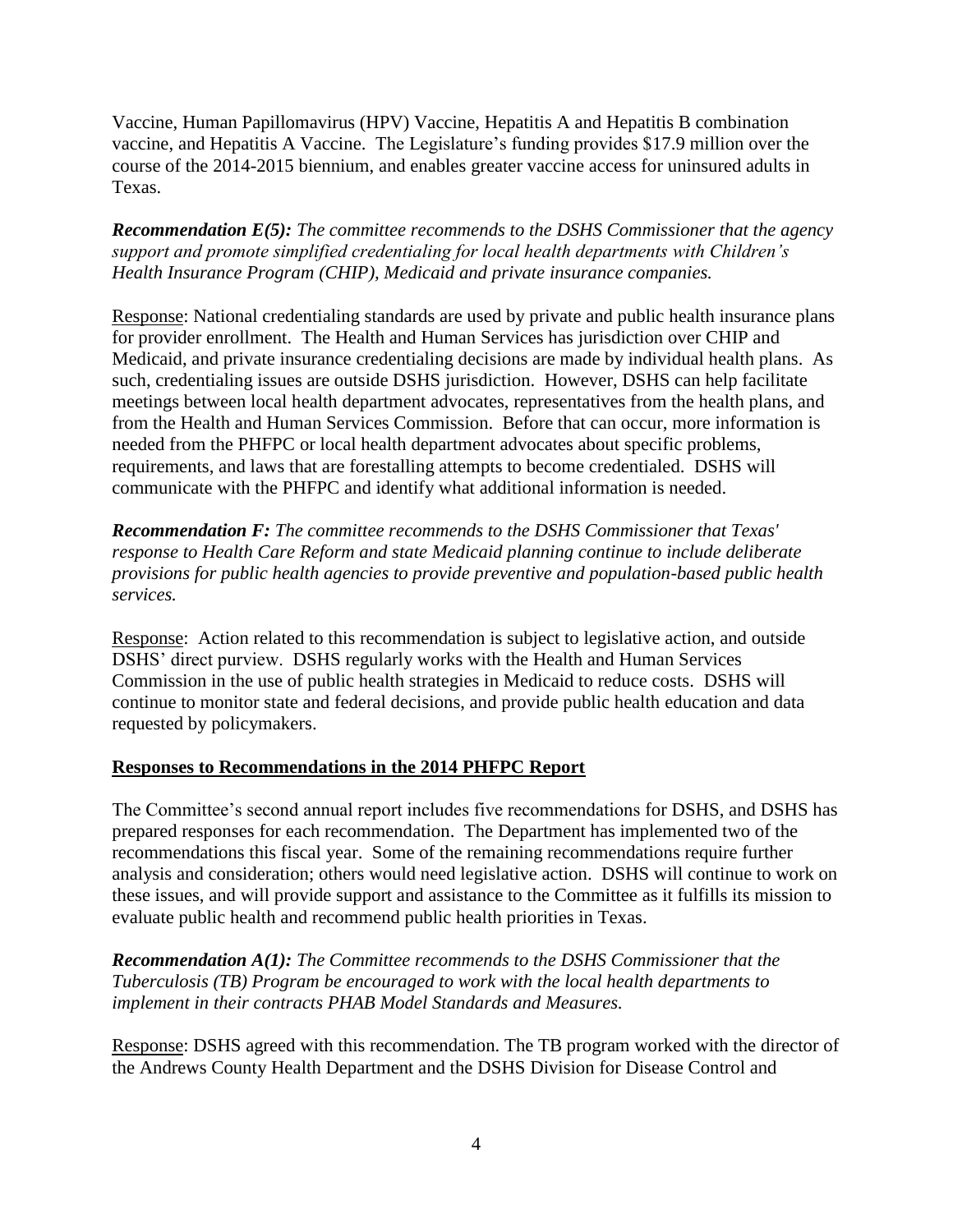Vaccine, Human Papillomavirus (HPV) Vaccine, Hepatitis A and Hepatitis B combination vaccine, and Hepatitis A Vaccine. The Legislature's funding provides $17.9 million over the course of the 2014-2015 biennium, and enables greater vaccine access for uninsured adults in Texas.

***Recommendation E(5):*** *The committee recommends to the DSHS Commissioner that the agency support and promote simplified credentialing for local health departments with Children's Health Insurance Program (CHIP), Medicaid and private insurance companies.*

Response: National credentialing standards are used by private and public health insurance plans for provider enrollment. The Health and Human Services has jurisdiction over CHIP and Medicaid, and private insurance credentialing decisions are made by individual health plans. As such, credentialing issues are outside DSHS jurisdiction. However, DSHS can help facilitate meetings between local health department advocates, representatives from the health plans, and from the Health and Human Services Commission. Before that can occur, more information is needed from the PHFPC or local health department advocates about specific problems, requirements, and laws that are forestalling attempts to become credentialed. DSHS will communicate with the PHFPC and identify what additional information is needed.

***Recommendation F:*** *The committee recommends to the DSHS Commissioner that Texas' response to Health Care Reform and state Medicaid planning continue to include deliberate provisions for public health agencies to provide preventive and population-based public health services.*

Response: Action related to this recommendation is subject to legislative action, and outside DSHS' direct purview. DSHS regularly works with the Health and Human Services Commission in the use of public health strategies in Medicaid to reduce costs. DSHS will continue to monitor state and federal decisions, and provide public health education and data requested by policymakers.

## Responses to Recommendations in the 2014 PHFPC Report

The Committee's second annual report includes five recommendations for DSHS, and DSHS has prepared responses for each recommendation. The Department has implemented two of the recommendations this fiscal year. Some of the remaining recommendations require further analysis and consideration; others would need legislative action. DSHS will continue to work on these issues, and will provide support and assistance to the Committee as it fulfills its mission to evaluate public health and recommend public health priorities in Texas.

***Recommendation A(1):*** *The Committee recommends to the DSHS Commissioner that the Tuberculosis (TB) Program be encouraged to work with the local health departments to implement in their contracts PHAB Model Standards and Measures.*

Response: DSHS agreed with this recommendation. The TB program worked with the director of the Andrews County Health Department and the DSHS Division for Disease Control and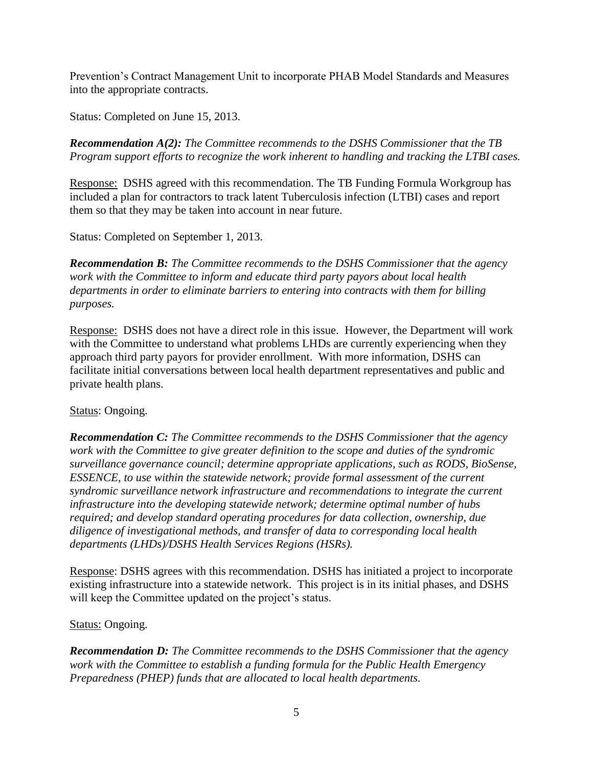Prevention's Contract Management Unit to incorporate PHAB Model Standards and Measures into the appropriate contracts.

Status: Completed on June 15, 2013.

***Recommendation A(2):*** *The Committee recommends to the DSHS Commissioner that the TB Program support efforts to recognize the work inherent to handling and tracking the LTBI cases.*

<u>Response:</u> DSHS agreed with this recommendation. The TB Funding Formula Workgroup has included a plan for contractors to track latent Tuberculosis infection (LTBI) cases and report them so that they may be taken into account in near future.

Status: Completed on September 1, 2013.

***Recommendation B:*** *The Committee recommends to the DSHS Commissioner that the agency work with the Committee to inform and educate third party payors about local health departments in order to eliminate barriers to entering into contracts with them for billing purposes.*

<u>Response:</u> DSHS does not have a direct role in this issue. However, the Department will work with the Committee to understand what problems LHDs are currently experiencing when they approach third party payors for provider enrollment. With more information, DSHS can facilitate initial conversations between local health department representatives and public and private health plans.

<u>Status</u>: Ongoing.

***Recommendation C:*** *The Committee recommends to the DSHS Commissioner that the agency work with the Committee to give greater definition to the scope and duties of the syndromic surveillance governance council; determine appropriate applications, such as RODS, BioSense, ESSENCE, to use within the statewide network; provide formal assessment of the current syndromic surveillance network infrastructure and recommendations to integrate the current infrastructure into the developing statewide network; determine optimal number of hubs required; and develop standard operating procedures for data collection, ownership, due diligence of investigational methods, and transfer of data to corresponding local health departments (LHDs)/DSHS Health Services Regions (HSRs).*

<u>Response</u>: DSHS agrees with this recommendation. DSHS has initiated a project to incorporate existing infrastructure into a statewide network. This project is in its initial phases, and DSHS will keep the Committee updated on the project's status.

<u>Status:</u> Ongoing.

***Recommendation D:*** *The Committee recommends to the DSHS Commissioner that the agency work with the Committee to establish a funding formula for the Public Health Emergency Preparedness (PHEP) funds that are allocated to local health departments.*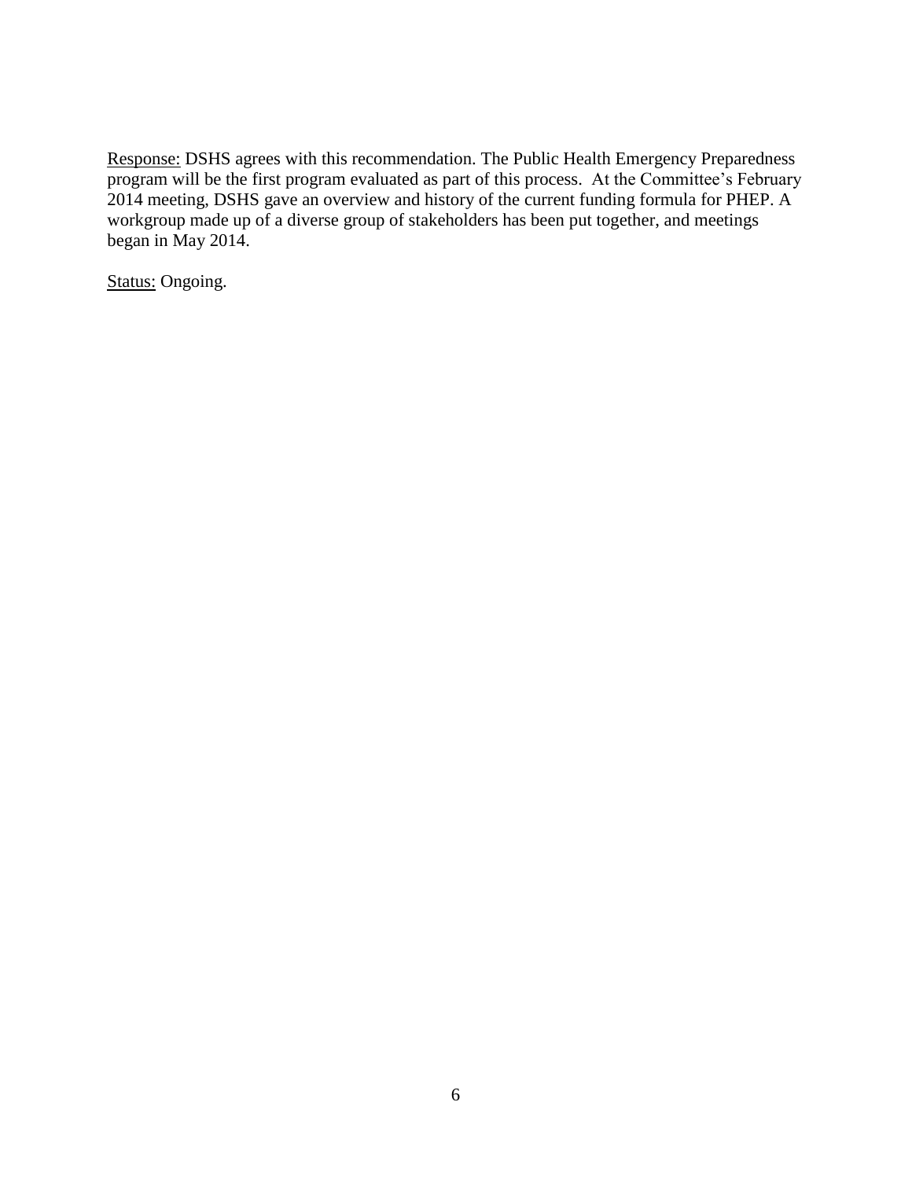<u>Response:</u> DSHS agrees with this recommendation. The Public Health Emergency Preparedness program will be the first program evaluated as part of this process. At the Committee's February 2014 meeting, DSHS gave an overview and history of the current funding formula for PHEP. A workgroup made up of a diverse group of stakeholders has been put together, and meetings began in May 2014.

<u>Status:</u> Ongoing.